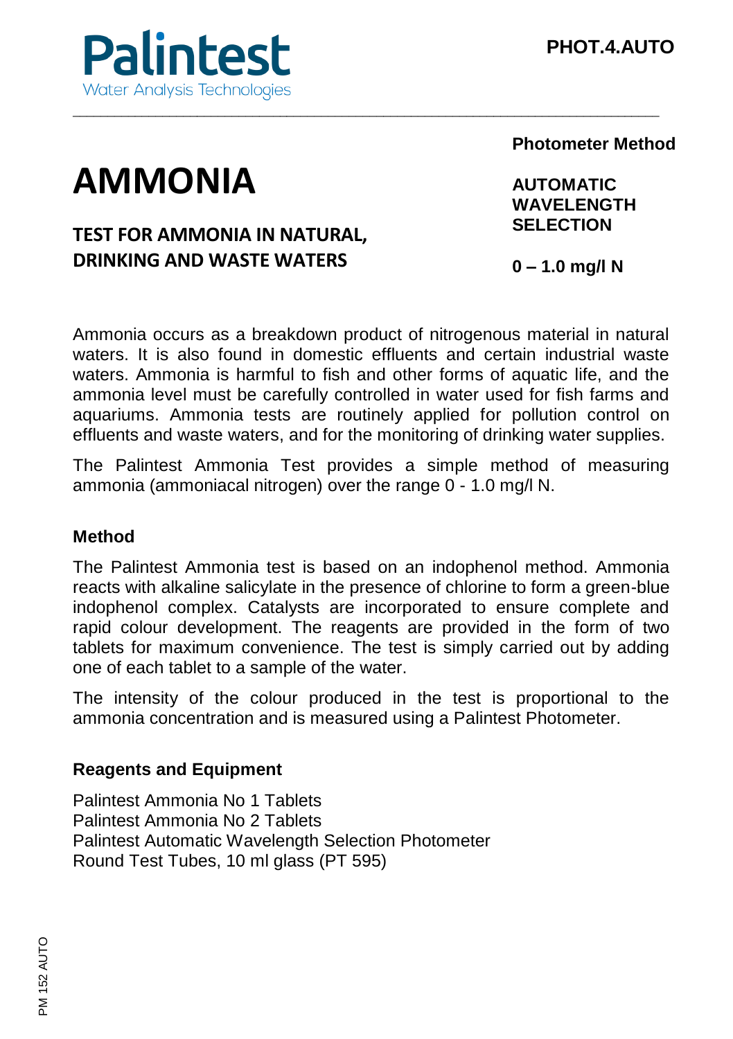Palintest
Water Analysis Technologies

**PHOT.4.AUTO**

# AMMONIA

## TEST FOR AMMONIA IN NATURAL, DRINKING AND WASTE WATERS

**Photometer Method**

**AUTOMATIC WAVELENGTH SELECTION**

**0 – 1.0 mg/l N**

Ammonia occurs as a breakdown product of nitrogenous material in natural waters. It is also found in domestic effluents and certain industrial waste waters. Ammonia is harmful to fish and other forms of aquatic life, and the ammonia level must be carefully controlled in water used for fish farms and aquariums. Ammonia tests are routinely applied for pollution control on effluents and waste waters, and for the monitoring of drinking water supplies.

The Palintest Ammonia Test provides a simple method of measuring ammonia (ammoniacal nitrogen) over the range 0 - 1.0 mg/l N.

### Method

The Palintest Ammonia test is based on an indophenol method. Ammonia reacts with alkaline salicylate in the presence of chlorine to form a green-blue indophenol complex. Catalysts are incorporated to ensure complete and rapid colour development. The reagents are provided in the form of two tablets for maximum convenience. The test is simply carried out by adding one of each tablet to a sample of the water.

The intensity of the colour produced in the test is proportional to the ammonia concentration and is measured using a Palintest Photometer.

### Reagents and Equipment

Palintest Ammonia No 1 Tablets
Palintest Ammonia No 2 Tablets
Palintest Automatic Wavelength Selection Photometer
Round Test Tubes, 10 ml glass (PT 595)

PM 152 AUTO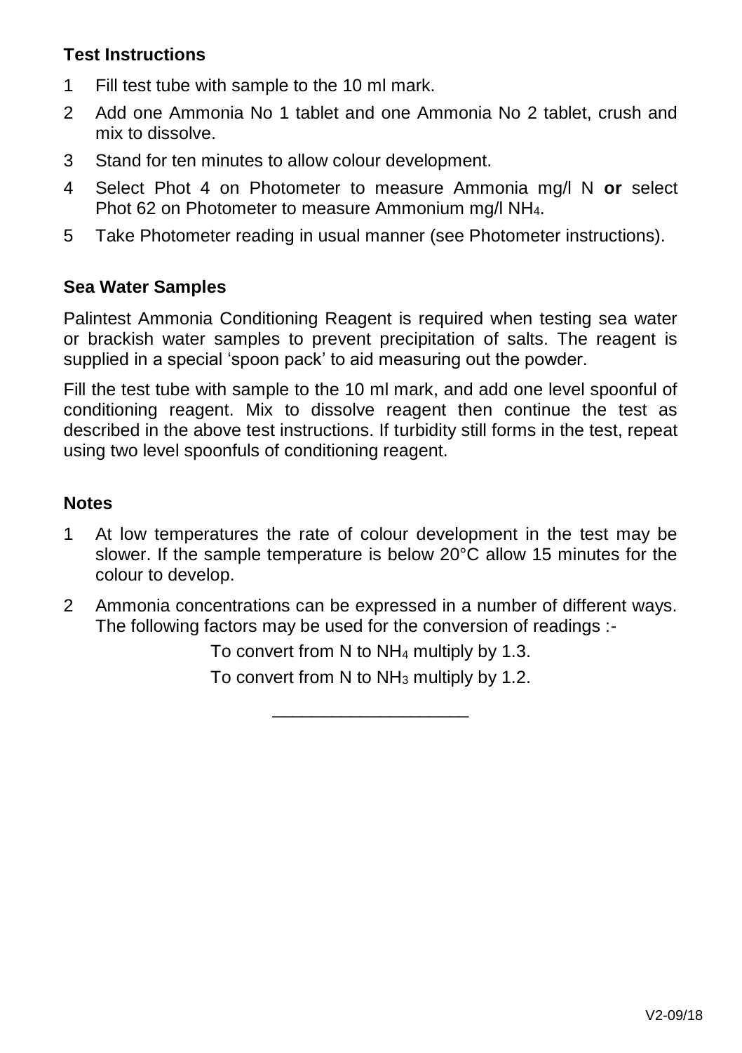## Test Instructions

1. Fill test tube with sample to the 10 ml mark.
2. Add one Ammonia No 1 tablet and one Ammonia No 2 tablet, crush and mix to dissolve.
3. Stand for ten minutes to allow colour development.
4. Select Phot 4 on Photometer to measure Ammonia mg/l N **or** select Phot 62 on Photometer to measure Ammonium mg/l $NH_4$.
5. Take Photometer reading in usual manner (see Photometer instructions).

## Sea Water Samples

Palintest Ammonia Conditioning Reagent is required when testing sea water or brackish water samples to prevent precipitation of salts. The reagent is supplied in a special 'spoon pack' to aid measuring out the powder.

Fill the test tube with sample to the 10 ml mark, and add one level spoonful of conditioning reagent. Mix to dissolve reagent then continue the test as described in the above test instructions. If turbidity still forms in the test, repeat using two level spoonfuls of conditioning reagent.

## Notes

1. At low temperatures the rate of colour development in the test may be slower. If the sample temperature is below 20°C allow 15 minutes for the colour to develop.
2. Ammonia concentrations can be expressed in a number of different ways. The following factors may be used for the conversion of readings :-

   To convert from N to $NH_4$ multiply by 1.3.

   To convert from N to $NH_3$ multiply by 1.2.

---

V2-09/18